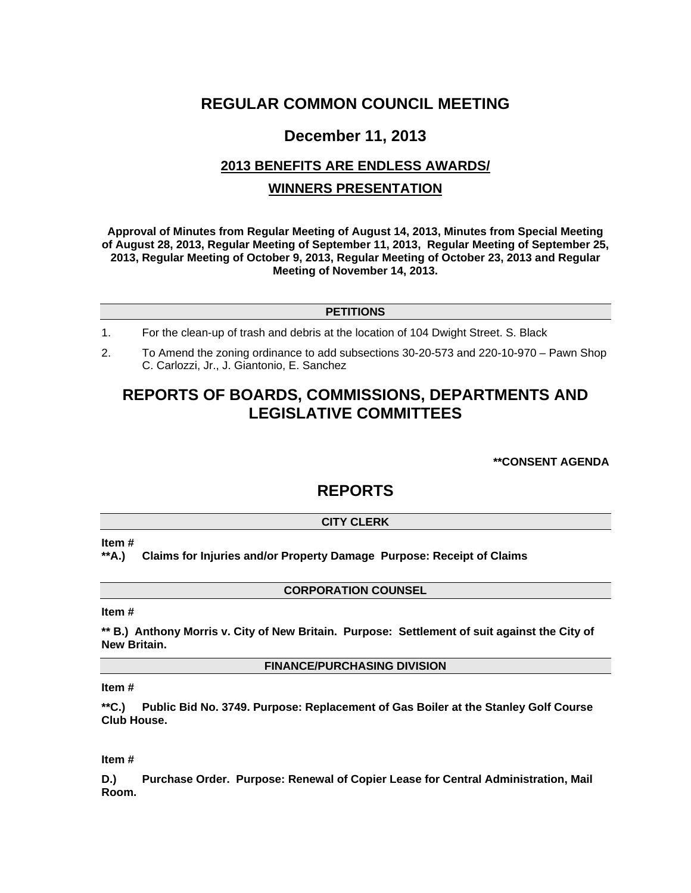# REGULAR COMMON COUNCIL MEETING

## December 11, 2013

### 2013 BENEFITS ARE ENDLESS AWARDS/

### WINNERS PRESENTATION

**Approval of Minutes from Regular Meeting of August 14, 2013, Minutes from Special Meeting of August 28, 2013, Regular Meeting of September 11, 2013, Regular Meeting of September 25, 2013, Regular Meeting of October 9, 2013, Regular Meeting of October 23, 2013 and Regular Meeting of November 14, 2013.**

**PETITIONS**

1. For the clean-up of trash and debris at the location of 104 Dwight Street. S. Black
2. To Amend the zoning ordinance to add subsections 30-20-573 and 220-10-970 – Pawn Shop C. Carlozzi, Jr., J. Giantonio, E. Sanchez

## REPORTS OF BOARDS, COMMISSIONS, DEPARTMENTS AND LEGISLATIVE COMMITTEES

**\*\*CONSENT AGENDA**

## REPORTS

**CITY CLERK**

**Item #**
**\*\*A.) Claims for Injuries and/or Property Damage Purpose: Receipt of Claims**

**CORPORATION COUNSEL**

**Item #**

**\*\* B.) Anthony Morris v. City of New Britain. Purpose: Settlement of suit against the City of New Britain.**

**FINANCE/PURCHASING DIVISION**

**Item #**

**\*\*C.) Public Bid No. 3749. Purpose: Replacement of Gas Boiler at the Stanley Golf Course Club House.**

**Item #**

**D.) Purchase Order. Purpose: Renewal of Copier Lease for Central Administration, Mail Room.**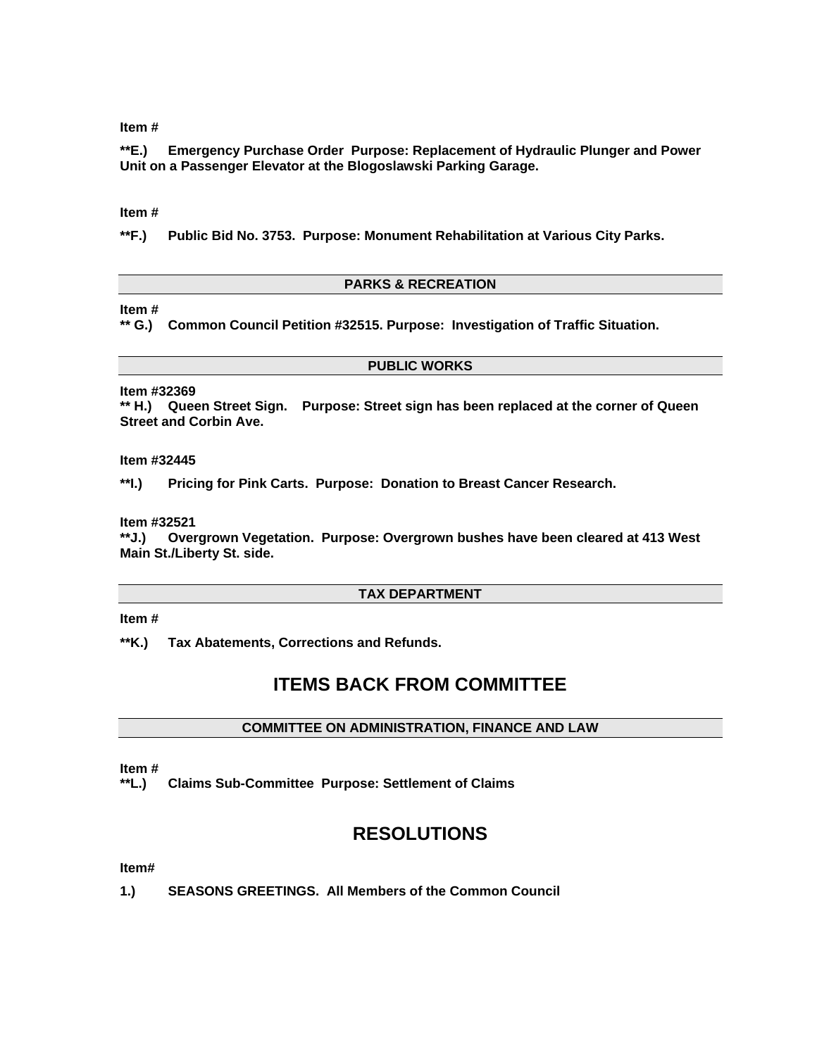**Item #**

**\*\*E.) Emergency Purchase Order Purpose: Replacement of Hydraulic Plunger and Power Unit on a Passenger Elevator at the Blogoslawski Parking Garage.**

**Item #**

**\*\*F.) Public Bid No. 3753. Purpose: Monument Rehabilitation at Various City Parks.**

### PARKS & RECREATION

**Item #**
**\*\* G.) Common Council Petition #32515. Purpose: Investigation of Traffic Situation.**

### PUBLIC WORKS

**Item #32369**
**\*\* H.) Queen Street Sign. Purpose: Street sign has been replaced at the corner of Queen Street and Corbin Ave.**

**Item #32445**

**\*\*I.) Pricing for Pink Carts. Purpose: Donation to Breast Cancer Research.**

**Item #32521**
**\*\*J.) Overgrown Vegetation. Purpose: Overgrown bushes have been cleared at 413 West Main St./Liberty St. side.**

### TAX DEPARTMENT

**Item #**

**\*\*K.) Tax Abatements, Corrections and Refunds.**

## ITEMS BACK FROM COMMITTEE

### COMMITTEE ON ADMINISTRATION, FINANCE AND LAW

**Item #**
**\*\*L.) Claims Sub-Committee Purpose: Settlement of Claims**

## RESOLUTIONS

**Item#**

**1.) SEASONS GREETINGS. All Members of the Common Council**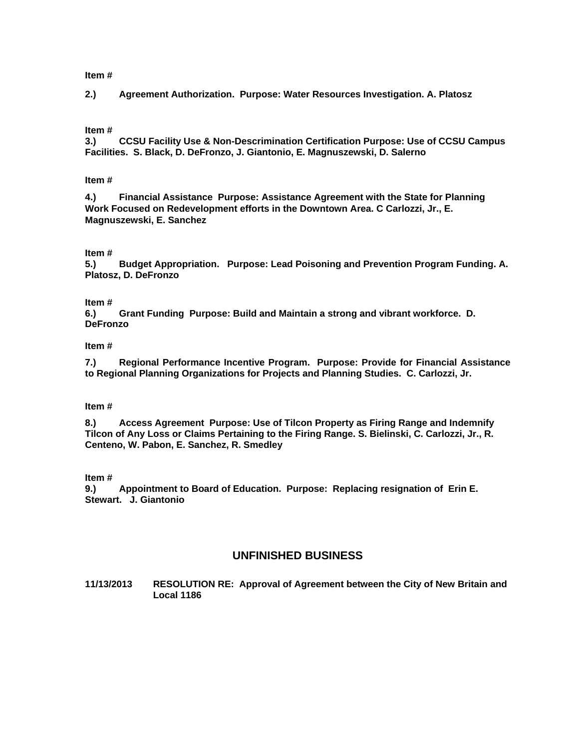**Item #**

**2.) Agreement Authorization. Purpose: Water Resources Investigation. A. Platosz**

**Item #**

**3.) CCSU Facility Use & Non-Descrimination Certification Purpose: Use of CCSU Campus Facilities. S. Black, D. DeFronzo, J. Giantonio, E. Magnuszewski, D. Salerno**

**Item #**

**4.) Financial Assistance Purpose: Assistance Agreement with the State for Planning Work Focused on Redevelopment efforts in the Downtown Area. C Carlozzi, Jr., E. Magnuszewski, E. Sanchez**

**Item #**

**5.) Budget Appropriation. Purpose: Lead Poisoning and Prevention Program Funding. A. Platosz, D. DeFronzo**

**Item #**

**6.) Grant Funding Purpose: Build and Maintain a strong and vibrant workforce. D. DeFronzo**

**Item #**

**7.) Regional Performance Incentive Program. Purpose: Provide for Financial Assistance to Regional Planning Organizations for Projects and Planning Studies. C. Carlozzi, Jr.**

**Item #**

**8.) Access Agreement Purpose: Use of Tilcon Property as Firing Range and Indemnify Tilcon of Any Loss or Claims Pertaining to the Firing Range. S. Bielinski, C. Carlozzi, Jr., R. Centeno, W. Pabon, E. Sanchez, R. Smedley**

**Item #**

**9.) Appointment to Board of Education. Purpose: Replacing resignation of Erin E. Stewart. J. Giantonio**

## UNFINISHED BUSINESS

**11/13/2013 RESOLUTION RE: Approval of Agreement between the City of New Britain and Local 1186**